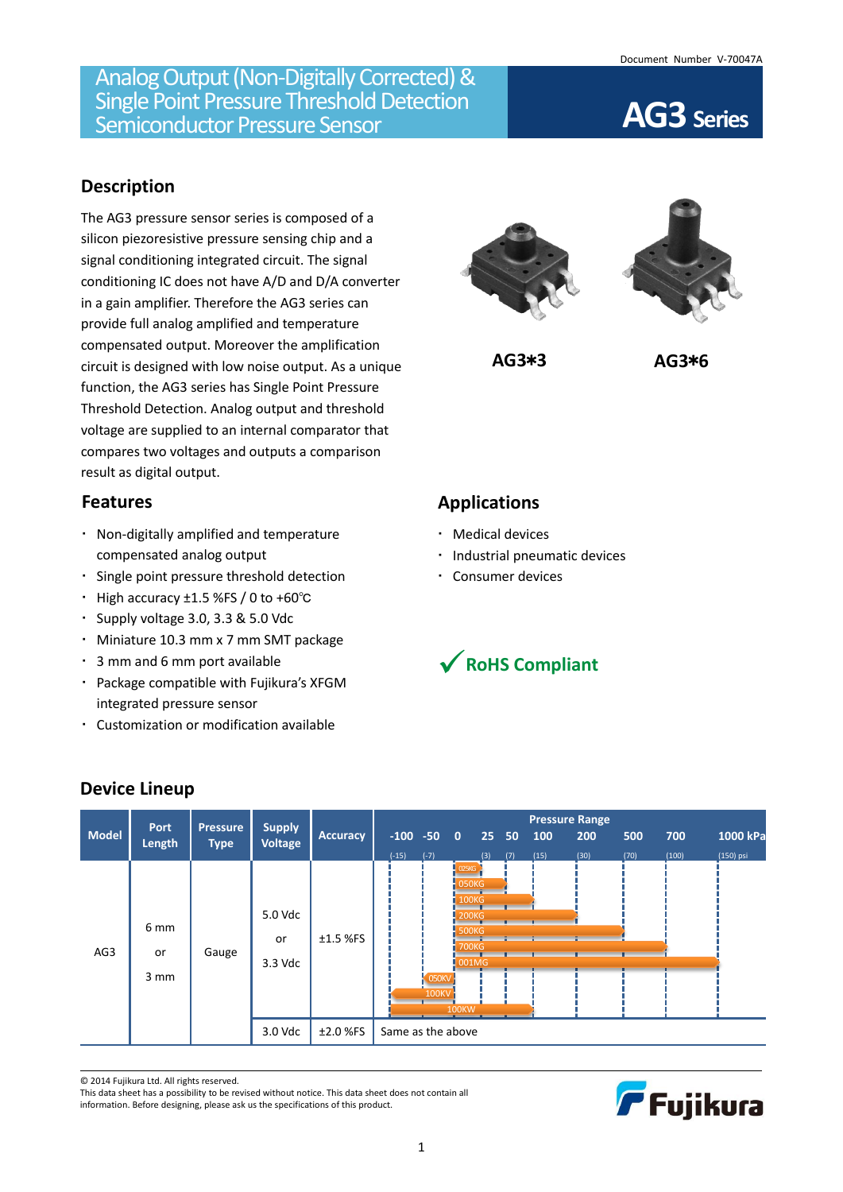Document Number V-70047A

# Analog Output (Non-Digitally Corrected) & Single Point Pressure Threshold Detection Semiconductor Pressure Sensor

# AG3 Series

## Description

The AG3 pressure sensor series is composed of a silicon piezoresistive pressure sensing chip and a signal conditioning integrated circuit. The signal conditioning IC does not have A/D and D/A converter in a gain amplifier. Therefore the AG3 series can provide full analog amplified and temperature compensated output. Moreover the amplification circuit is designed with low noise output. As a unique function, the AG3 series has Single Point Pressure Threshold Detection. Analog output and threshold voltage are supplied to an internal comparator that compares two voltages and outputs a comparison result as digital output.

AG3*3 AG3*6

## Features

- Non-digitally amplified and temperature compensated analog output
- Single point pressure threshold detection
- High accuracy ±1.5 %FS / 0 to +60℃
- Supply voltage 3.0, 3.3 & 5.0 Vdc
- Miniature 10.3 mm x 7 mm SMT package
- 3 mm and 6 mm port available
- Package compatible with Fujikura's XFGM integrated pressure sensor
- Customization or modification available

## Applications

- Medical devices
- Industrial pneumatic devices
- Consumer devices

✓ RoHS Compliant

## Device Lineup

| Model | Port Length | Pressure Type | Supply Voltage | Accuracy | Pressure Range -100 (-15) … 1000 kPa (150 psi) |
|---|---|---|---|---|---|
| AG3 | 6 mm or 3 mm | Gauge | 5.0 Vdc or 3.3 Vdc | ±1.5 %FS | 025KG (0 to 25), 050KG (0 to 50), 100KG (0 to 100), 200KG (0 to 200), 500KG (0 to 500), 700KG (0 to 700), 001MG (0 to 1000), 050KV (-50 to 0), 100KV (-100 to 0), 100KW (-100 to 100) |
| | | | 3.0 Vdc | ±2.0 %FS | Same as the above |

© 2014 Fujikura Ltd. All rights reserved.
This data sheet has a possibility to be revised without notice. This data sheet does not contain all information. Before designing, please ask us the specifications of this product.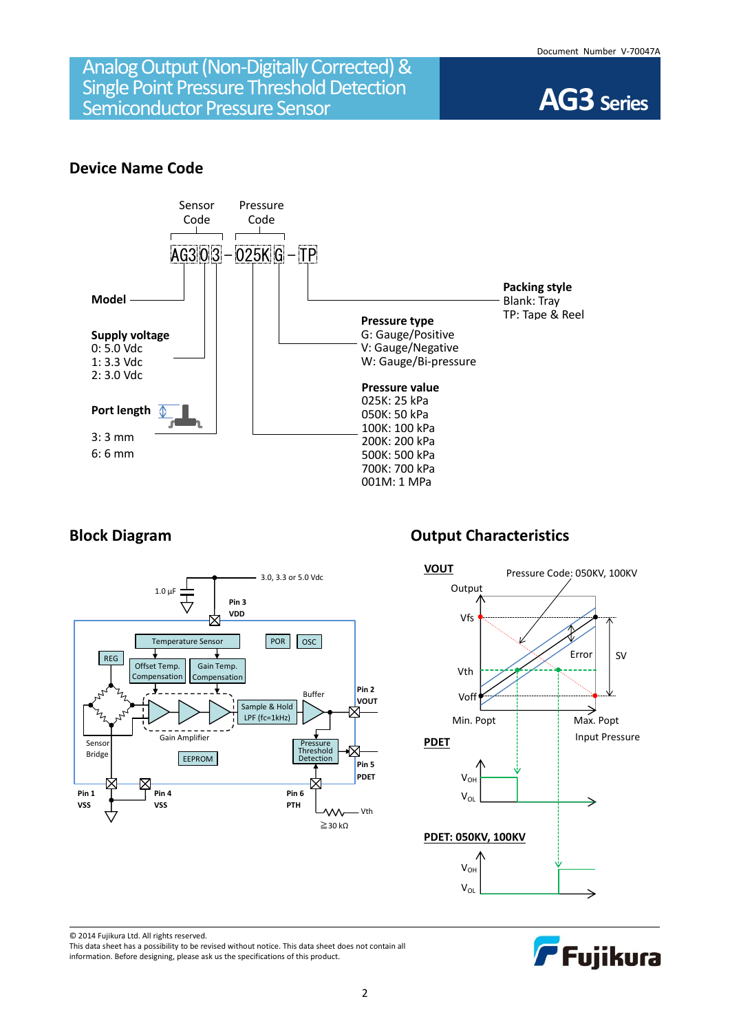# Analog Output (Non-Digitally Corrected) & Single Point Pressure Threshold Detection Semiconductor Pressure Sensor

# AG3 Series

## Device Name Code

Sensor Code | Pressure Code

AG3 0 3 – 025K G – TP

**Model**

**Supply voltage**
0: 5.0 Vdc
1: 3.3 Vdc
2: 3.0 Vdc

**Port length**
3: 3 mm
6: 6 mm

**Pressure value**
025K: 25 kPa
050K: 50 kPa
100K: 100 kPa
200K: 200 kPa
500K: 500 kPa
700K: 700 kPa
001M: 1 MPa

**Pressure type**
G: Gauge/Positive
V: Gauge/Negative
W: Gauge/Bi-pressure

**Packing style**
Blank: Tray
TP: Tape & Reel

## Block Diagram

1.0 µF, 3.0, 3.3 or 5.0 Vdc, Pin 3 VDD, Temperature Sensor, POR, OSC, REG, Offset Temp. Compensation, Gain Temp. Compensation, Sample & Hold LPF (fc=1kHz), Buffer, Pin 2 VOUT, Gain Amplifier, Sensor Bridge, EEPROM, Pressure Threshold Detection, Pin 5 PDET, Pin 1 VSS, Pin 4 VSS, Pin 6 PTH, Vth, ≧30 kΩ

## Output Characteristics

**VOUT** — Pressure Code: 050KV, 100KV

Output, Vfs, Vth, Voff, Error, SV, Min. Popt, Max. Popt, Input Pressure

**PDET**

$V_{OH}$, $V_{OL}$

**PDET: 050KV, 100KV**

$V_{OH}$, $V_{OL}$

© 2014 Fujikura Ltd. All rights reserved.
This data sheet has a possibility to be revised without notice. This data sheet does not contain all information. Before designing, please ask us the specifications of this product.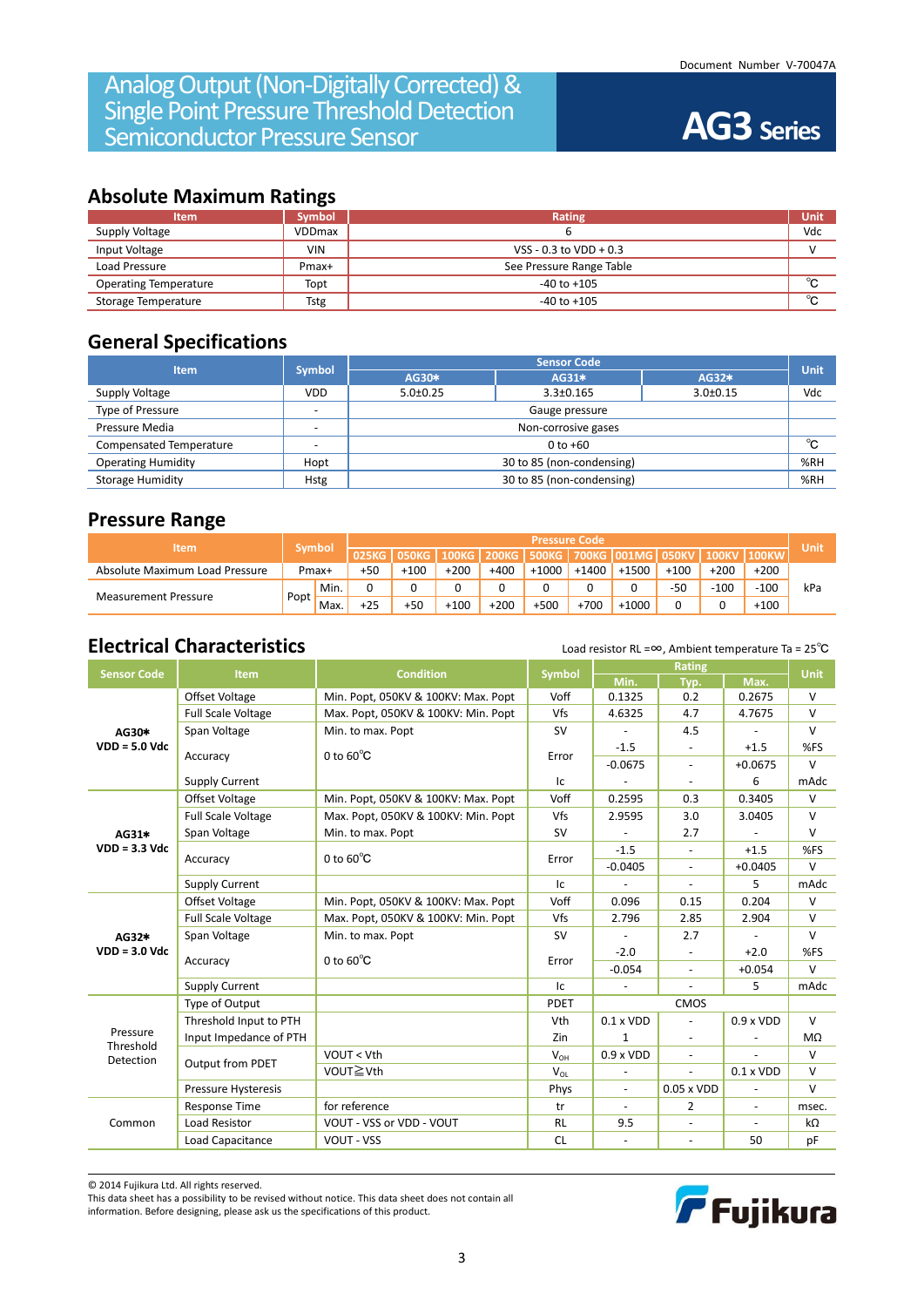Document Number V-70047A

# Analog Output (Non-Digitally Corrected) & Single Point Pressure Threshold Detection Semiconductor Pressure Sensor

# AG3 Series

## Absolute Maximum Ratings

| Item | Symbol | Rating | Unit |
|---|---|---|---|
| Supply Voltage | VDDmax | 6 | Vdc |
| Input Voltage | VIN | VSS - 0.3 to VDD + 0.3 | V |
| Load Pressure | Pmax+ | See Pressure Range Table | |
| Operating Temperature | Topt | -40 to +105 | ℃ |
| Storage Temperature | Tstg | -40 to +105 | ℃ |

## General Specifications

| Item | Symbol | Sensor Code | | | Unit |
|---|---|---|---|---|---|
| | | AG30* | AG31* | AG32* | |
| Supply Voltage | VDD | 5.0±0.25 | 3.3±0.165 | 3.0±0.15 | Vdc |
| Type of Pressure | - | Gauge pressure | | | |
| Pressure Media | - | Non-corrosive gases | | | |
| Compensated Temperature | - | 0 to +60 | | | ℃ |
| Operating Humidity | Hopt | 30 to 85 (non-condensing) | | | %RH |
| Storage Humidity | Hstg | 30 to 85 (non-condensing) | | | %RH |

## Pressure Range

| Item | Symbol | | Pressure Code | | | | | | | | | | Unit |
|---|---|---|---|---|---|---|---|---|---|---|---|---|---|
| | | | 025KG | 050KG | 100KG | 200KG | 500KG | 700KG | 001MG | 050KV | 100KV | 100KW | |
| Absolute Maximum Load Pressure | Pmax+ | | +50 | +100 | +200 | +400 | +1000 | +1400 | +1500 | +100 | +200 | +200 | kPa |
| Measurement Pressure | Popt | Min. | 0 | 0 | 0 | 0 | 0 | 0 | 0 | -50 | -100 | -100 | kPa |
| | | Max. | +25 | +50 | +100 | +200 | +500 | +700 | +1000 | 0 | 0 | +100 | kPa |

## Electrical Characteristics

Load resistor RL =∞, Ambient temperature Ta = 25℃

| Sensor Code | Item | Condition | Symbol | Min. | Typ. | Max. | Unit |
|---|---|---|---|---|---|---|---|
| **AG30* VDD = 5.0 Vdc** | Offset Voltage | Min. Popt, 050KV & 100KV: Max. Popt | Voff | 0.1325 | 0.2 | 0.2675 | V |
| | Full Scale Voltage | Max. Popt, 050KV & 100KV: Min. Popt | Vfs | 4.6325 | 4.7 | 4.7675 | V |
| | Span Voltage | Min. to max. Popt | SV | - | 4.5 | - | V |
| | Accuracy | 0 to 60℃ | Error | -1.5 | - | +1.5 | %FS |
| | | | | -0.0675 | - | +0.0675 | V |
| | Supply Current | | Ic | - | - | 6 | mAdc |
| **AG31* VDD = 3.3 Vdc** | Offset Voltage | Min. Popt, 050KV & 100KV: Max. Popt | Voff | 0.2595 | 0.3 | 0.3405 | V |
| | Full Scale Voltage | Max. Popt, 050KV & 100KV: Min. Popt | Vfs | 2.9595 | 3.0 | 3.0405 | V |
| | Span Voltage | Min. to max. Popt | SV | - | 2.7 | - | V |
| | Accuracy | 0 to 60℃ | Error | -1.5 | - | +1.5 | %FS |
| | | | | -0.0405 | - | +0.0405 | V |
| | Supply Current | | Ic | - | - | 5 | mAdc |
| **AG32* VDD = 3.0 Vdc** | Offset Voltage | Min. Popt, 050KV & 100KV: Max. Popt | Voff | 0.096 | 0.15 | 0.204 | V |
| | Full Scale Voltage | Max. Popt, 050KV & 100KV: Min. Popt | Vfs | 2.796 | 2.85 | 2.904 | V |
| | Span Voltage | Min. to max. Popt | SV | - | 2.7 | - | V |
| | Accuracy | 0 to 60℃ | Error | -2.0 | - | +2.0 | %FS |
| | | | | -0.054 | - | +0.054 | V |
| | Supply Current | | Ic | - | - | 5 | mAdc |
| Pressure Threshold Detection | Type of Output | | PDET | | CMOS | | |
| | Threshold Input to PTH | | Vth | 0.1 x VDD | - | 0.9 x VDD | V |
| | Input Impedance of PTH | | Zin | 1 | - | - | MΩ |
| | Output from PDET | VOUT < Vth | $V_{OH}$ | 0.9 x VDD | - | - | V |
| | | VOUT≧Vth | $V_{OL}$ | - | - | 0.1 x VDD | V |
| | Pressure Hysteresis | | Phys | - | 0.05 x VDD | - | V |
| Common | Response Time | for reference | tr | - | 2 | - | msec. |
| | Load Resistor | VOUT - VSS or VDD - VOUT | RL | 9.5 | - | - | kΩ |
| | Load Capacitance | VOUT - VSS | CL | - | - | 50 | pF |

© 2014 Fujikura Ltd. All rights reserved.
This data sheet has a possibility to be revised without notice. This data sheet does not contain all information. Before designing, please ask us the specifications of this product.

Fujikura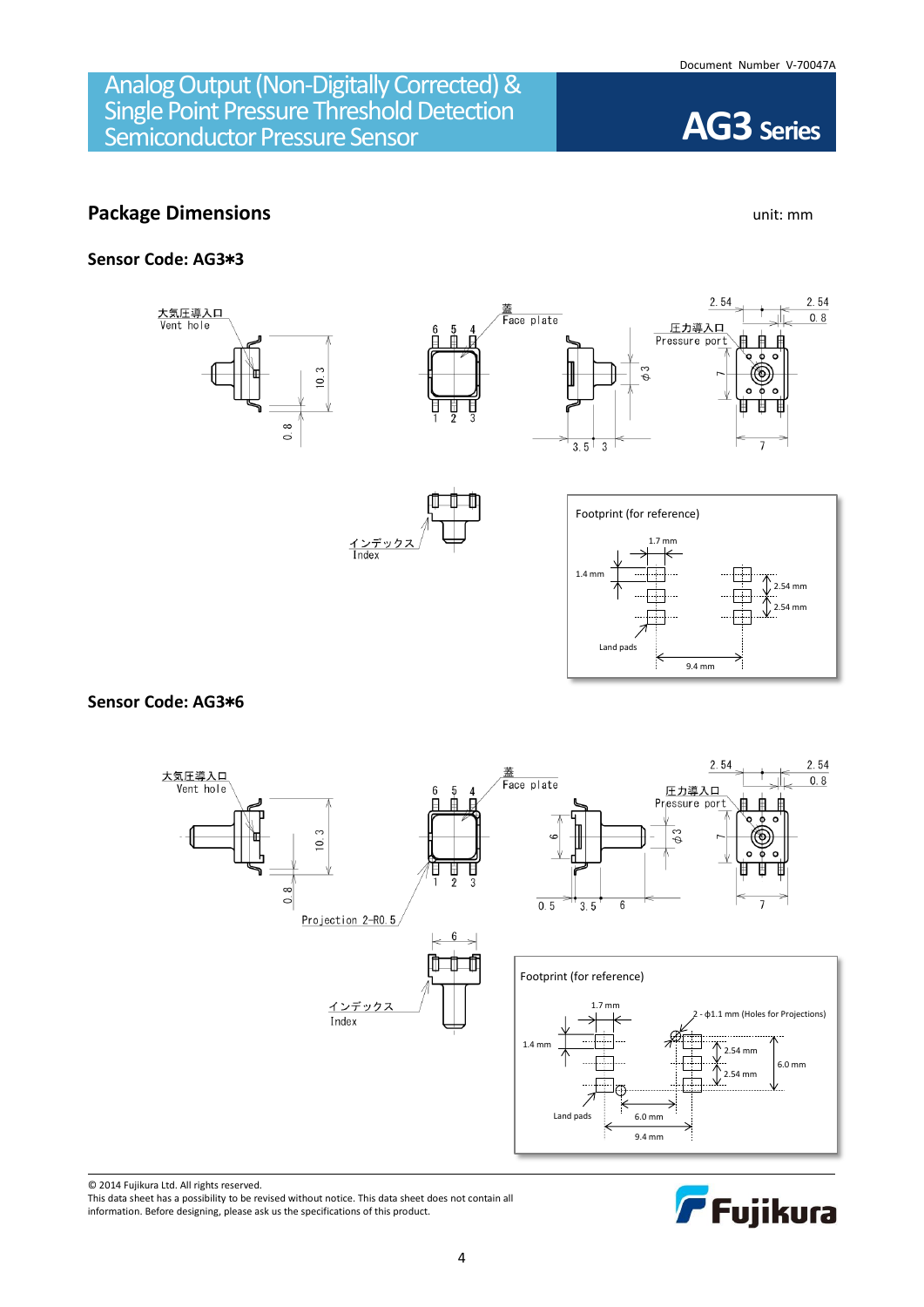# Package Dimensions

unit: mm

## Sensor Code: AG3∗3

大気圧導入口
Vent hole

10.3

0.8

蓋
Face plate

6 5 4

1 2 3

φ3

3.5 3

2.54 2.54

0.8

圧力導入口
Pressure port

7

7

インデックス
Index

Footprint (for reference)

1.7 mm

1.4 mm

2.54 mm

2.54 mm

Land pads

9.4 mm

## Sensor Code: AG3∗6

大気圧導入口
Vent hole

10.3

0.8

Projection 2-R0.5

蓋
Face plate

6 5 4

1 2 3

6

φ3

0.5 3.5 6

2.54 2.54

0.8

圧力導入口
Pressure port

7

7

6

インデックス
Index

Footprint (for reference)

1.7 mm

1.4 mm

2 - φ1.1 mm (Holes for Projections)

2.54 mm

2.54 mm

6.0 mm

Land pads

6.0 mm

9.4 mm

© 2014 Fujikura Ltd. All rights reserved.
This data sheet has a possibility to be revised without notice. This data sheet does not contain all information. Before designing, please ask us the specifications of this product.